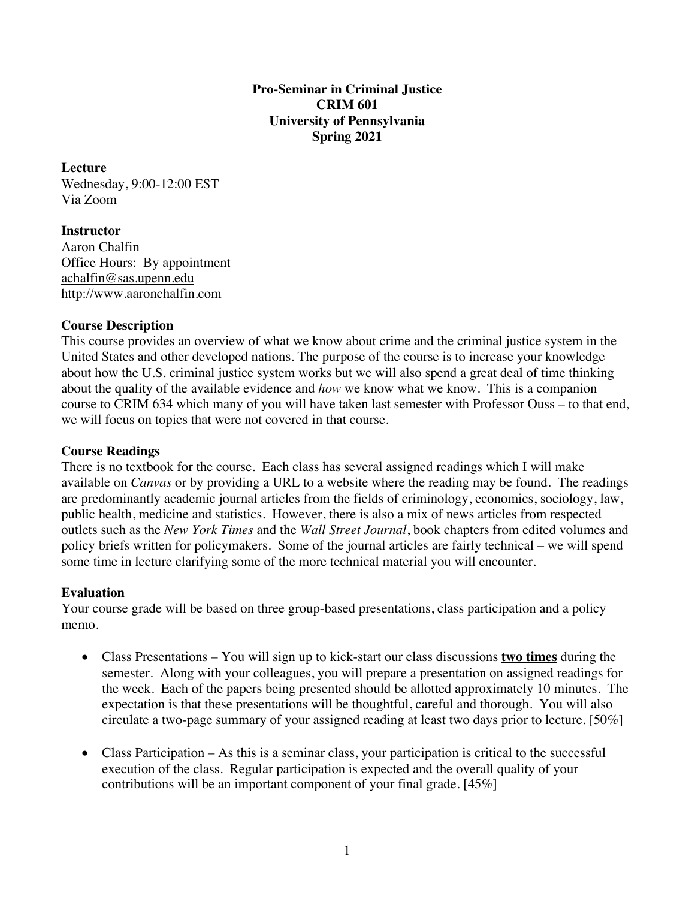**Pro-Seminar in Criminal Justice**
**CRIM 601**
**University of Pennsylvania**
**Spring 2021**

## Lecture

Wednesday, 9:00-12:00 EST
Via Zoom

## Instructor

Aaron Chalfin
Office Hours: By appointment
achalfin@sas.upenn.edu
http://www.aaronchalfin.com

## Course Description

This course provides an overview of what we know about crime and the criminal justice system in the United States and other developed nations. The purpose of the course is to increase your knowledge about how the U.S. criminal justice system works but we will also spend a great deal of time thinking about the quality of the available evidence and *how* we know what we know. This is a companion course to CRIM 634 which many of you will have taken last semester with Professor Ouss – to that end, we will focus on topics that were not covered in that course.

## Course Readings

There is no textbook for the course. Each class has several assigned readings which I will make available on *Canvas* or by providing a URL to a website where the reading may be found. The readings are predominantly academic journal articles from the fields of criminology, economics, sociology, law, public health, medicine and statistics. However, there is also a mix of news articles from respected outlets such as the *New York Times* and the *Wall Street Journal*, book chapters from edited volumes and policy briefs written for policymakers. Some of the journal articles are fairly technical – we will spend some time in lecture clarifying some of the more technical material you will encounter.

## Evaluation

Your course grade will be based on three group-based presentations, class participation and a policy memo.

- Class Presentations – You will sign up to kick-start our class discussions **two times** during the semester. Along with your colleagues, you will prepare a presentation on assigned readings for the week. Each of the papers being presented should be allotted approximately 10 minutes. The expectation is that these presentations will be thoughtful, careful and thorough. You will also circulate a two-page summary of your assigned reading at least two days prior to lecture. [50%]

- Class Participation – As this is a seminar class, your participation is critical to the successful execution of the class. Regular participation is expected and the overall quality of your contributions will be an important component of your final grade. [45%]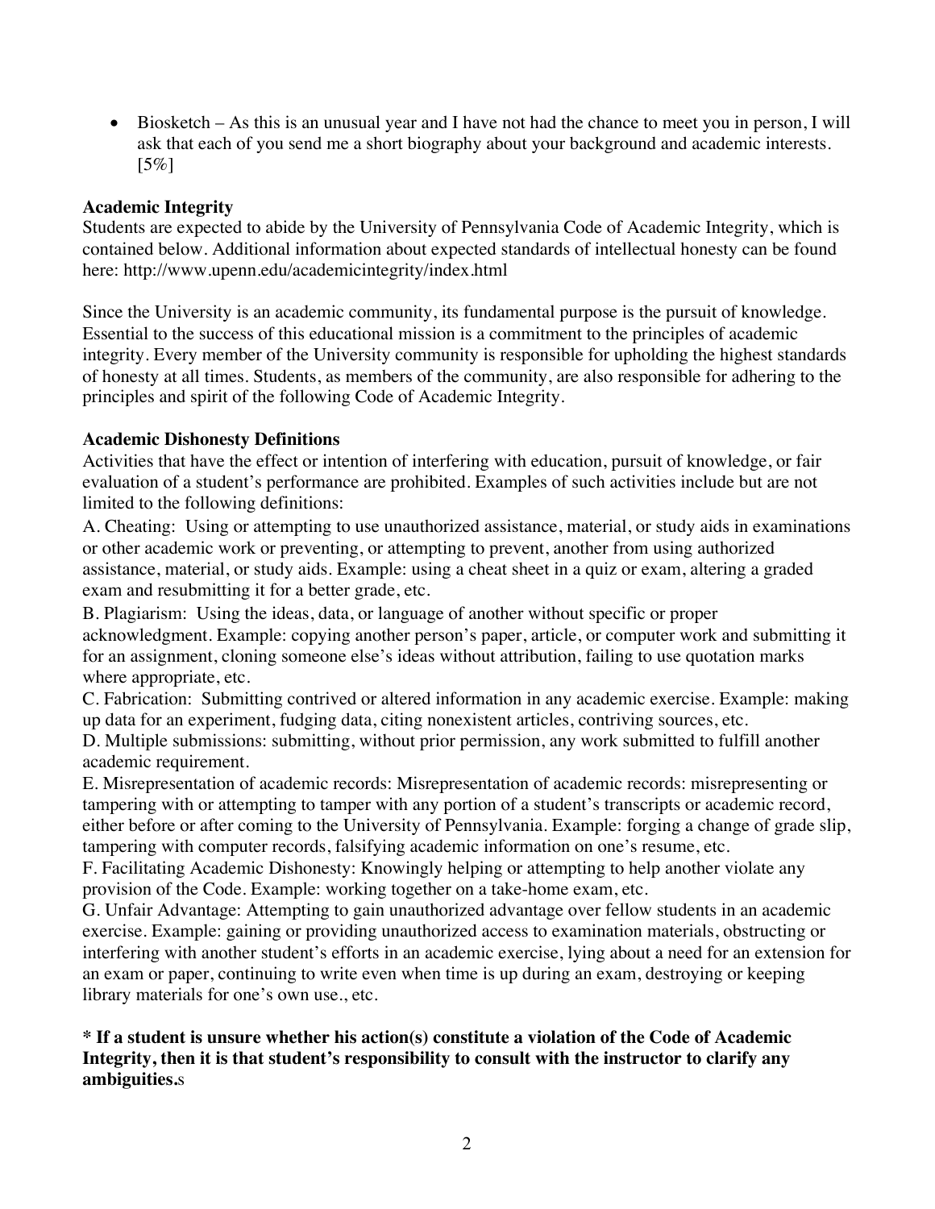- Biosketch – As this is an unusual year and I have not had the chance to meet you in person, I will ask that each of you send me a short biography about your background and academic interests. [5%]

**Academic Integrity**

Students are expected to abide by the University of Pennsylvania Code of Academic Integrity, which is contained below. Additional information about expected standards of intellectual honesty can be found here: http://www.upenn.edu/academicintegrity/index.html

Since the University is an academic community, its fundamental purpose is the pursuit of knowledge. Essential to the success of this educational mission is a commitment to the principles of academic integrity. Every member of the University community is responsible for upholding the highest standards of honesty at all times. Students, as members of the community, are also responsible for adhering to the principles and spirit of the following Code of Academic Integrity.

**Academic Dishonesty Definitions**

Activities that have the effect or intention of interfering with education, pursuit of knowledge, or fair evaluation of a student's performance are prohibited. Examples of such activities include but are not limited to the following definitions:

A. Cheating: Using or attempting to use unauthorized assistance, material, or study aids in examinations or other academic work or preventing, or attempting to prevent, another from using authorized assistance, material, or study aids. Example: using a cheat sheet in a quiz or exam, altering a graded exam and resubmitting it for a better grade, etc.

B. Plagiarism: Using the ideas, data, or language of another without specific or proper acknowledgment. Example: copying another person's paper, article, or computer work and submitting it for an assignment, cloning someone else's ideas without attribution, failing to use quotation marks where appropriate, etc.

C. Fabrication: Submitting contrived or altered information in any academic exercise. Example: making up data for an experiment, fudging data, citing nonexistent articles, contriving sources, etc.

D. Multiple submissions: submitting, without prior permission, any work submitted to fulfill another academic requirement.

E. Misrepresentation of academic records: Misrepresentation of academic records: misrepresenting or tampering with or attempting to tamper with any portion of a student's transcripts or academic record, either before or after coming to the University of Pennsylvania. Example: forging a change of grade slip, tampering with computer records, falsifying academic information on one's resume, etc.

F. Facilitating Academic Dishonesty: Knowingly helping or attempting to help another violate any provision of the Code. Example: working together on a take-home exam, etc.

G. Unfair Advantage: Attempting to gain unauthorized advantage over fellow students in an academic exercise. Example: gaining or providing unauthorized access to examination materials, obstructing or interfering with another student's efforts in an academic exercise, lying about a need for an extension for an exam or paper, continuing to write even when time is up during an exam, destroying or keeping library materials for one's own use., etc.

**\* If a student is unsure whether his action(s) constitute a violation of the Code of Academic Integrity, then it is that student's responsibility to consult with the instructor to clarify any ambiguities.**s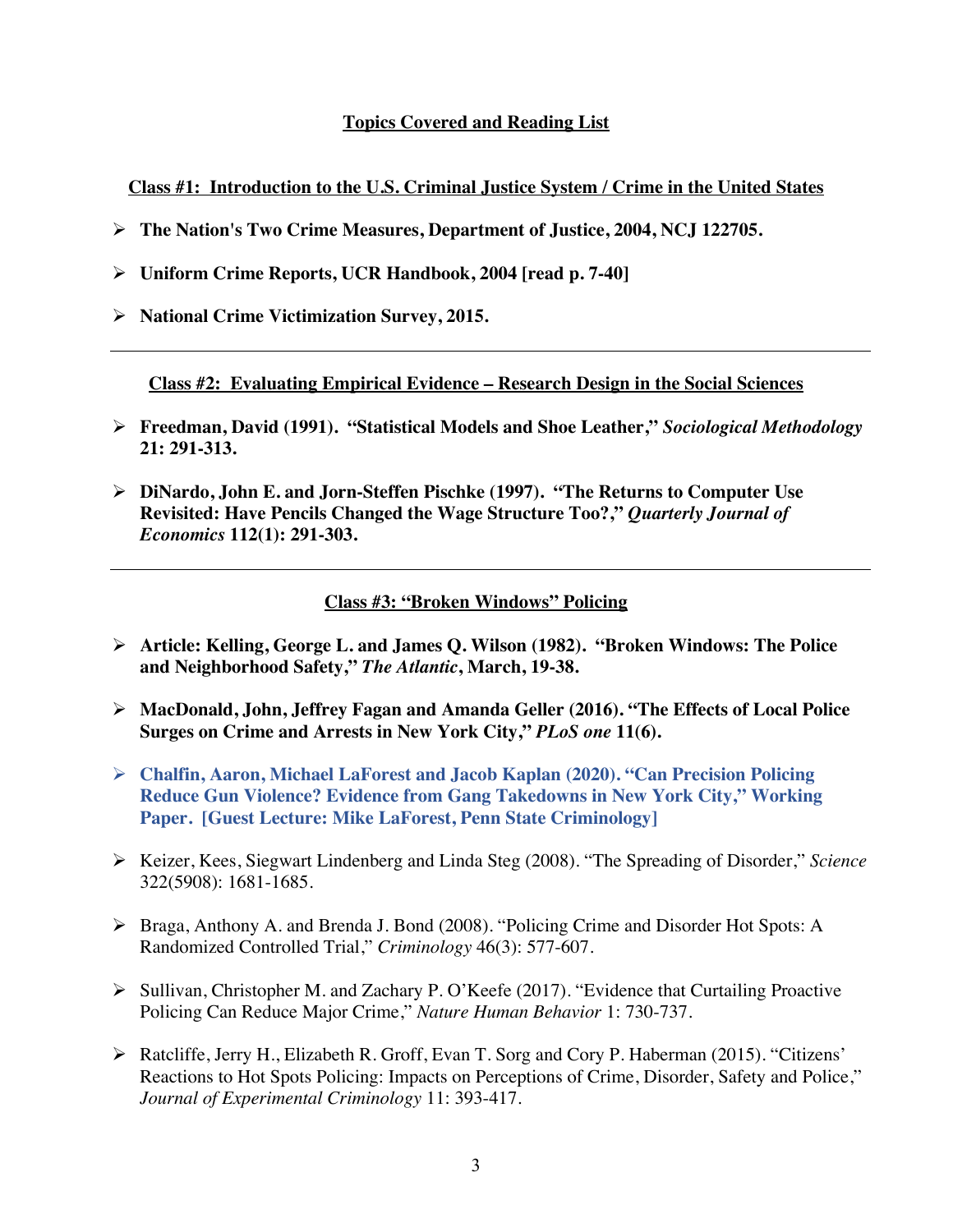## Topics Covered and Reading List

### Class #1: Introduction to the U.S. Criminal Justice System / Crime in the United States

- **The Nation's Two Crime Measures, Department of Justice, 2004, NCJ 122705.**
- **Uniform Crime Reports, UCR Handbook, 2004 [read p. 7-40]**
- **National Crime Victimization Survey, 2015.**

---

### Class #2: Evaluating Empirical Evidence – Research Design in the Social Sciences

- **Freedman, David (1991). "Statistical Models and Shoe Leather,"** ***Sociological Methodology*** **21: 291-313.**
- **DiNardo, John E. and Jorn-Steffen Pischke (1997). "The Returns to Computer Use Revisited: Have Pencils Changed the Wage Structure Too?,"** ***Quarterly Journal of Economics*** **112(1): 291-303.**

---

### Class #3: "Broken Windows" Policing

- **Article: Kelling, George L. and James Q. Wilson (1982). "Broken Windows: The Police and Neighborhood Safety,"** ***The Atlantic*****, March, 19-38.**
- **MacDonald, John, Jeffrey Fagan and Amanda Geller (2016). "The Effects of Local Police Surges on Crime and Arrests in New York City,"** ***PLoS one*** **11(6).**
- **Chalfin, Aaron, Michael LaForest and Jacob Kaplan (2020). "Can Precision Policing Reduce Gun Violence? Evidence from Gang Takedowns in New York City," Working Paper. [Guest Lecture: Mike LaForest, Penn State Criminology]**
- Keizer, Kees, Siegwart Lindenberg and Linda Steg (2008). "The Spreading of Disorder," *Science* 322(5908): 1681-1685.
- Braga, Anthony A. and Brenda J. Bond (2008). "Policing Crime and Disorder Hot Spots: A Randomized Controlled Trial," *Criminology* 46(3): 577-607.
- Sullivan, Christopher M. and Zachary P. O'Keefe (2017). "Evidence that Curtailing Proactive Policing Can Reduce Major Crime," *Nature Human Behavior* 1: 730-737.
- Ratcliffe, Jerry H., Elizabeth R. Groff, Evan T. Sorg and Cory P. Haberman (2015). "Citizens' Reactions to Hot Spots Policing: Impacts on Perceptions of Crime, Disorder, Safety and Police," *Journal of Experimental Criminology* 11: 393-417.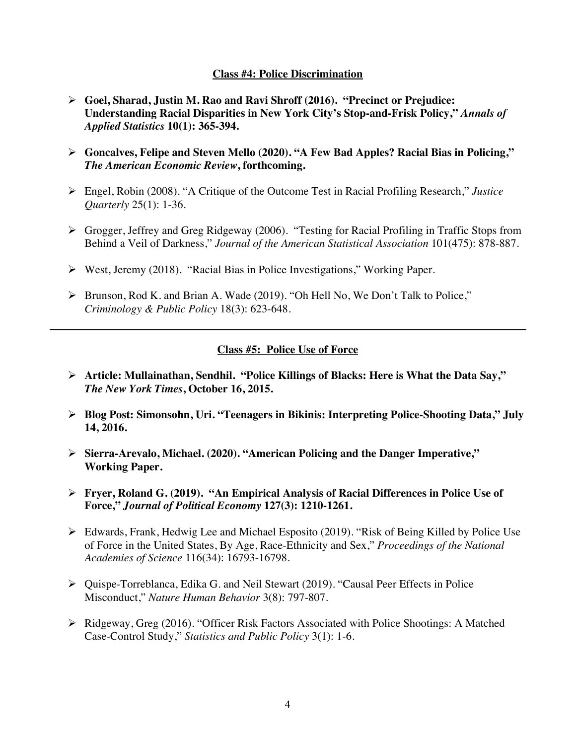## Class #4: Police Discrimination

- **Goel, Sharad, Justin M. Rao and Ravi Shroff (2016). "Precinct or Prejudice: Understanding Racial Disparities in New York City's Stop-and-Frisk Policy,"** ***Annals of Applied Statistics*** **10(1): 365-394.**
- **Goncalves, Felipe and Steven Mello (2020). "A Few Bad Apples? Racial Bias in Policing,"** ***The American Economic Review*****, forthcoming.**
- Engel, Robin (2008). "A Critique of the Outcome Test in Racial Profiling Research," *Justice Quarterly* 25(1): 1-36.
- Grogger, Jeffrey and Greg Ridgeway (2006). "Testing for Racial Profiling in Traffic Stops from Behind a Veil of Darkness," *Journal of the American Statistical Association* 101(475): 878-887.
- West, Jeremy (2018). "Racial Bias in Police Investigations," Working Paper.
- Brunson, Rod K. and Brian A. Wade (2019). "Oh Hell No, We Don't Talk to Police," *Criminology & Public Policy* 18(3): 623-648.

---

## Class #5: Police Use of Force

- **Article: Mullainathan, Sendhil. "Police Killings of Blacks: Here is What the Data Say,"** ***The New York Times*****, October 16, 2015.**
- **Blog Post: Simonsohn, Uri. "Teenagers in Bikinis: Interpreting Police-Shooting Data," July 14, 2016.**
- **Sierra-Arevalo, Michael. (2020). "American Policing and the Danger Imperative," Working Paper.**
- **Fryer, Roland G. (2019). "An Empirical Analysis of Racial Differences in Police Use of Force,"** ***Journal of Political Economy*** **127(3): 1210-1261.**
- Edwards, Frank, Hedwig Lee and Michael Esposito (2019). "Risk of Being Killed by Police Use of Force in the United States, By Age, Race-Ethnicity and Sex," *Proceedings of the National Academies of Science* 116(34): 16793-16798.
- Quispe-Torreblanca, Edika G. and Neil Stewart (2019). "Causal Peer Effects in Police Misconduct," *Nature Human Behavior* 3(8): 797-807.
- Ridgeway, Greg (2016). "Officer Risk Factors Associated with Police Shootings: A Matched Case-Control Study," *Statistics and Public Policy* 3(1): 1-6.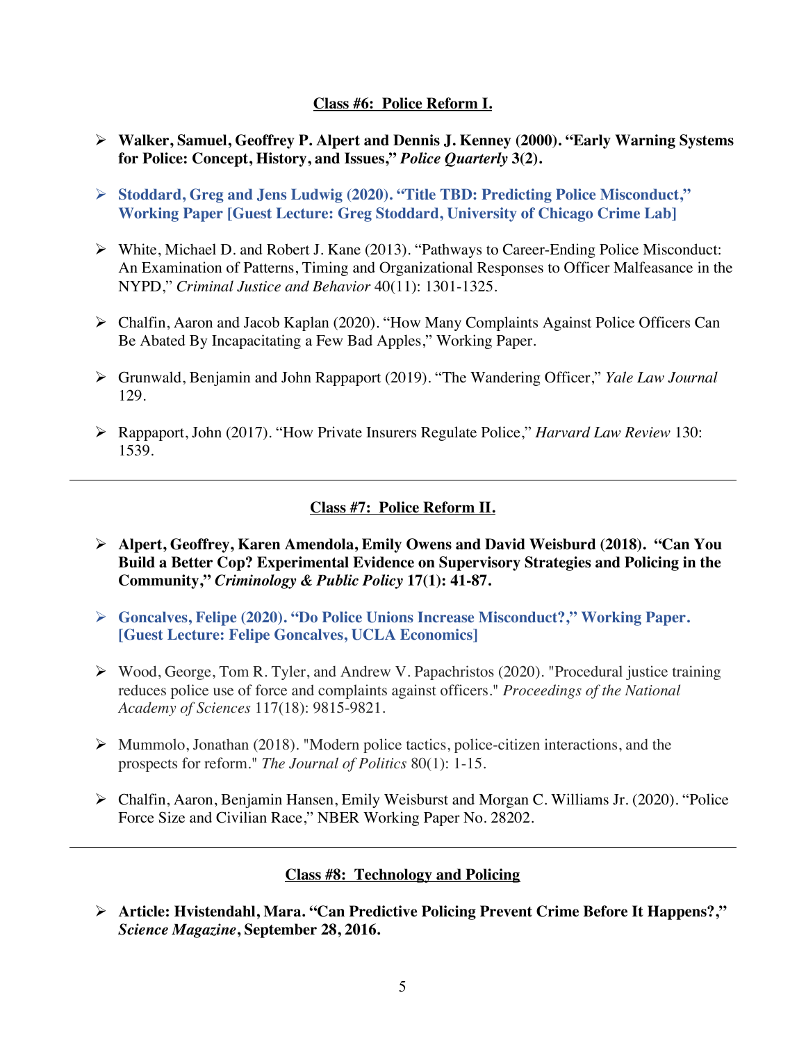## Class #6: Police Reform I.

- **Walker, Samuel, Geoffrey P. Alpert and Dennis J. Kenney (2000). "Early Warning Systems for Police: Concept, History, and Issues,"** ***Police Quarterly*** **3(2).**
- **Stoddard, Greg and Jens Ludwig (2020). "Title TBD: Predicting Police Misconduct," Working Paper [Guest Lecture: Greg Stoddard, University of Chicago Crime Lab]**
- White, Michael D. and Robert J. Kane (2013). "Pathways to Career-Ending Police Misconduct: An Examination of Patterns, Timing and Organizational Responses to Officer Malfeasance in the NYPD," *Criminal Justice and Behavior* 40(11): 1301-1325.
- Chalfin, Aaron and Jacob Kaplan (2020). "How Many Complaints Against Police Officers Can Be Abated By Incapacitating a Few Bad Apples," Working Paper.
- Grunwald, Benjamin and John Rappaport (2019). "The Wandering Officer," *Yale Law Journal* 129.
- Rappaport, John (2017). "How Private Insurers Regulate Police," *Harvard Law Review* 130: 1539.

---

## Class #7: Police Reform II.

- **Alpert, Geoffrey, Karen Amendola, Emily Owens and David Weisburd (2018). "Can You Build a Better Cop? Experimental Evidence on Supervisory Strategies and Policing in the Community,"** ***Criminology & Public Policy*** **17(1): 41-87.**
- **Goncalves, Felipe (2020). "Do Police Unions Increase Misconduct?," Working Paper. [Guest Lecture: Felipe Goncalves, UCLA Economics]**
- Wood, George, Tom R. Tyler, and Andrew V. Papachristos (2020). "Procedural justice training reduces police use of force and complaints against officers." *Proceedings of the National Academy of Sciences* 117(18): 9815-9821.
- Mummolo, Jonathan (2018). "Modern police tactics, police-citizen interactions, and the prospects for reform." *The Journal of Politics* 80(1): 1-15.
- Chalfin, Aaron, Benjamin Hansen, Emily Weisburst and Morgan C. Williams Jr. (2020). "Police Force Size and Civilian Race," NBER Working Paper No. 28202.

---

## Class #8: Technology and Policing

- **Article: Hvistendahl, Mara. "Can Predictive Policing Prevent Crime Before It Happens?,"** ***Science Magazine*****, September 28, 2016.**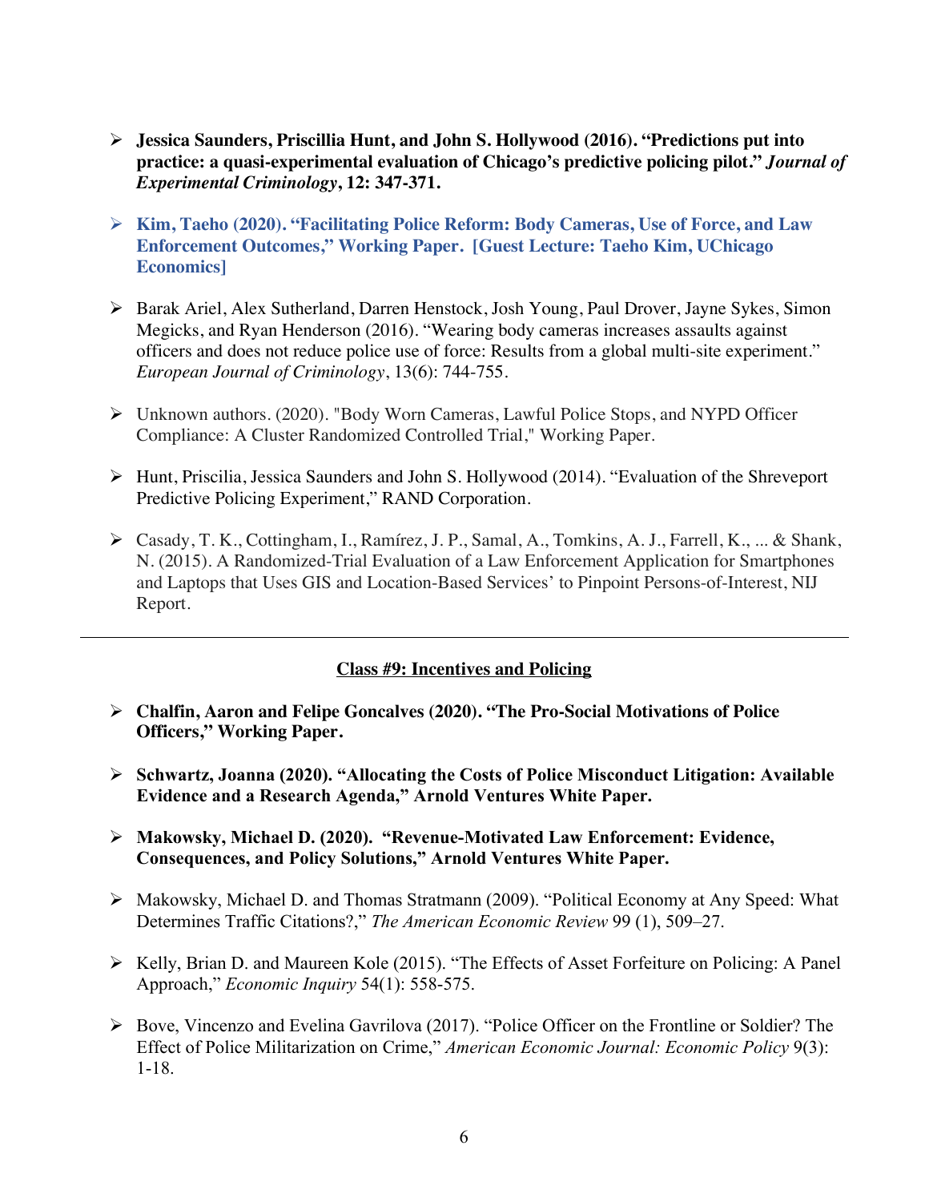- **Jessica Saunders, Priscillia Hunt, and John S. Hollywood (2016). "Predictions put into practice: a quasi-experimental evaluation of Chicago's predictive policing pilot."** ***Journal of Experimental Criminology*****, 12: 347-371.**

- **Kim, Taeho (2020). "Facilitating Police Reform: Body Cameras, Use of Force, and Law Enforcement Outcomes," Working Paper. [Guest Lecture: Taeho Kim, UChicago Economics]**

- Barak Ariel, Alex Sutherland, Darren Henstock, Josh Young, Paul Drover, Jayne Sykes, Simon Megicks, and Ryan Henderson (2016). "Wearing body cameras increases assaults against officers and does not reduce police use of force: Results from a global multi-site experiment." *European Journal of Criminology*, 13(6): 744-755.

- Unknown authors. (2020). "Body Worn Cameras, Lawful Police Stops, and NYPD Officer Compliance: A Cluster Randomized Controlled Trial," Working Paper.

- Hunt, Priscilia, Jessica Saunders and John S. Hollywood (2014). "Evaluation of the Shreveport Predictive Policing Experiment," RAND Corporation.

- Casady, T. K., Cottingham, I., Ramírez, J. P., Samal, A., Tomkins, A. J., Farrell, K., ... & Shank, N. (2015). A Randomized-Trial Evaluation of a Law Enforcement Application for Smartphones and Laptops that Uses GIS and Location-Based Services' to Pinpoint Persons-of-Interest, NIJ Report.

---

## Class #9: Incentives and Policing

- **Chalfin, Aaron and Felipe Goncalves (2020). "The Pro-Social Motivations of Police Officers," Working Paper.**

- **Schwartz, Joanna (2020). "Allocating the Costs of Police Misconduct Litigation: Available Evidence and a Research Agenda," Arnold Ventures White Paper.**

- **Makowsky, Michael D. (2020). "Revenue-Motivated Law Enforcement: Evidence, Consequences, and Policy Solutions," Arnold Ventures White Paper.**

- Makowsky, Michael D. and Thomas Stratmann (2009). "Political Economy at Any Speed: What Determines Traffic Citations?," *The American Economic Review* 99 (1), 509–27.

- Kelly, Brian D. and Maureen Kole (2015). "The Effects of Asset Forfeiture on Policing: A Panel Approach," *Economic Inquiry* 54(1): 558-575.

- Bove, Vincenzo and Evelina Gavrilova (2017). "Police Officer on the Frontline or Soldier? The Effect of Police Militarization on Crime," *American Economic Journal: Economic Policy* 9(3): 1-18.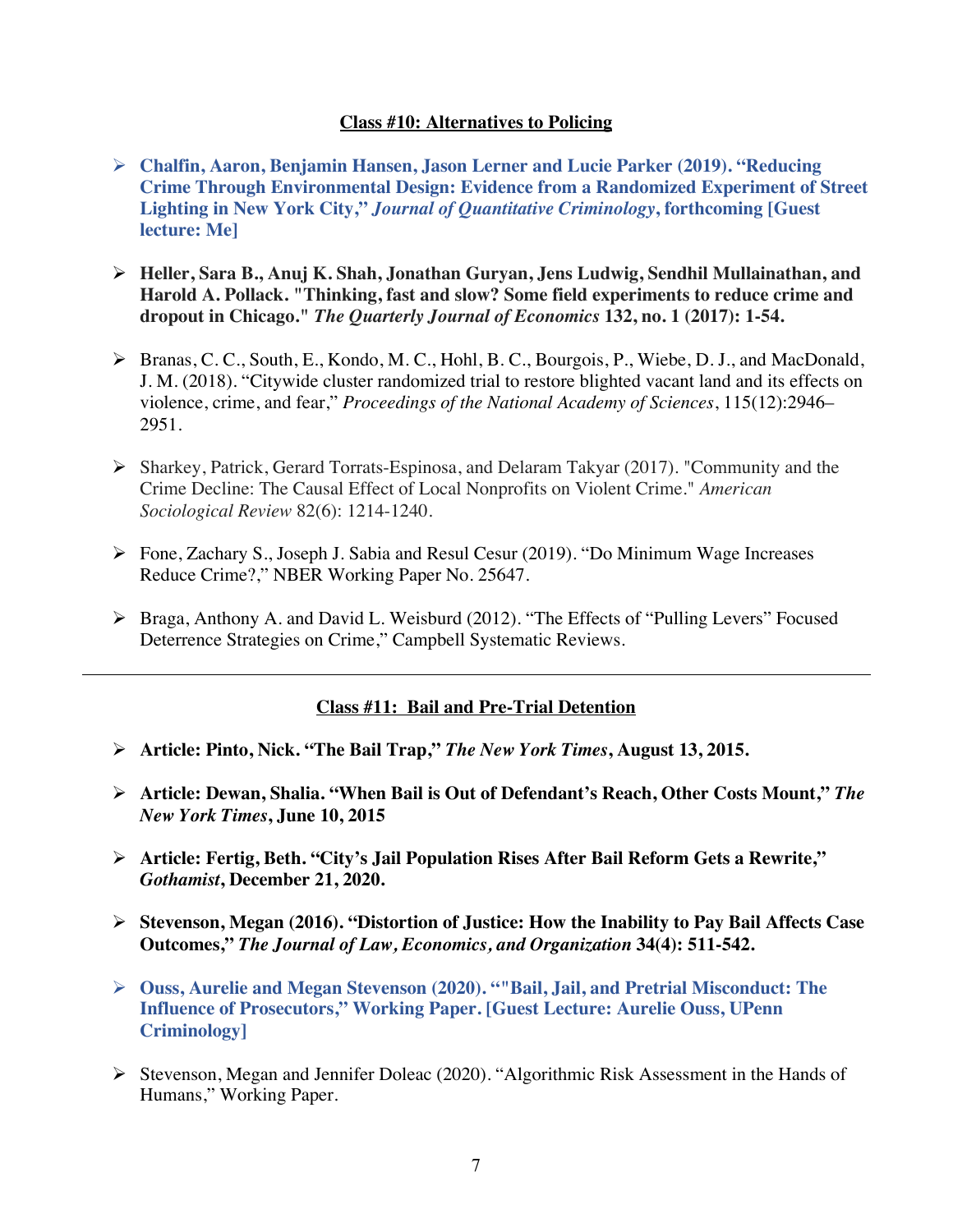## Class #10: Alternatives to Policing

- **Chalfin, Aaron, Benjamin Hansen, Jason Lerner and Lucie Parker (2019). "Reducing Crime Through Environmental Design: Evidence from a Randomized Experiment of Street Lighting in New York City,"** ***Journal of Quantitative Criminology*****, forthcoming [Guest lecture: Me]**

- **Heller, Sara B., Anuj K. Shah, Jonathan Guryan, Jens Ludwig, Sendhil Mullainathan, and Harold A. Pollack. "Thinking, fast and slow? Some field experiments to reduce crime and dropout in Chicago."** ***The Quarterly Journal of Economics*** **132, no. 1 (2017): 1-54.**

- Branas, C. C., South, E., Kondo, M. C., Hohl, B. C., Bourgois, P., Wiebe, D. J., and MacDonald, J. M. (2018). "Citywide cluster randomized trial to restore blighted vacant land and its effects on violence, crime, and fear," *Proceedings of the National Academy of Sciences*, 115(12):2946–2951.

- Sharkey, Patrick, Gerard Torrats-Espinosa, and Delaram Takyar (2017). "Community and the Crime Decline: The Causal Effect of Local Nonprofits on Violent Crime." *American Sociological Review* 82(6): 1214-1240.

- Fone, Zachary S., Joseph J. Sabia and Resul Cesur (2019). "Do Minimum Wage Increases Reduce Crime?," NBER Working Paper No. 25647.

- Braga, Anthony A. and David L. Weisburd (2012). "The Effects of "Pulling Levers" Focused Deterrence Strategies on Crime," Campbell Systematic Reviews.

---

## Class #11: Bail and Pre-Trial Detention

- **Article: Pinto, Nick. "The Bail Trap,"** ***The New York Times*****, August 13, 2015.**

- **Article: Dewan, Shalia. "When Bail is Out of Defendant's Reach, Other Costs Mount,"** ***The New York Times*****, June 10, 2015**

- **Article: Fertig, Beth. "City's Jail Population Rises After Bail Reform Gets a Rewrite,"** ***Gothamist*****, December 21, 2020.**

- **Stevenson, Megan (2016). "Distortion of Justice: How the Inability to Pay Bail Affects Case Outcomes,"** ***The Journal of Law, Economics, and Organization*** **34(4): 511-542.**

- **Ouss, Aurelie and Megan Stevenson (2020). ""Bail, Jail, and Pretrial Misconduct: The Influence of Prosecutors," Working Paper. [Guest Lecture: Aurelie Ouss, UPenn Criminology]**

- Stevenson, Megan and Jennifer Doleac (2020). "Algorithmic Risk Assessment in the Hands of Humans," Working Paper.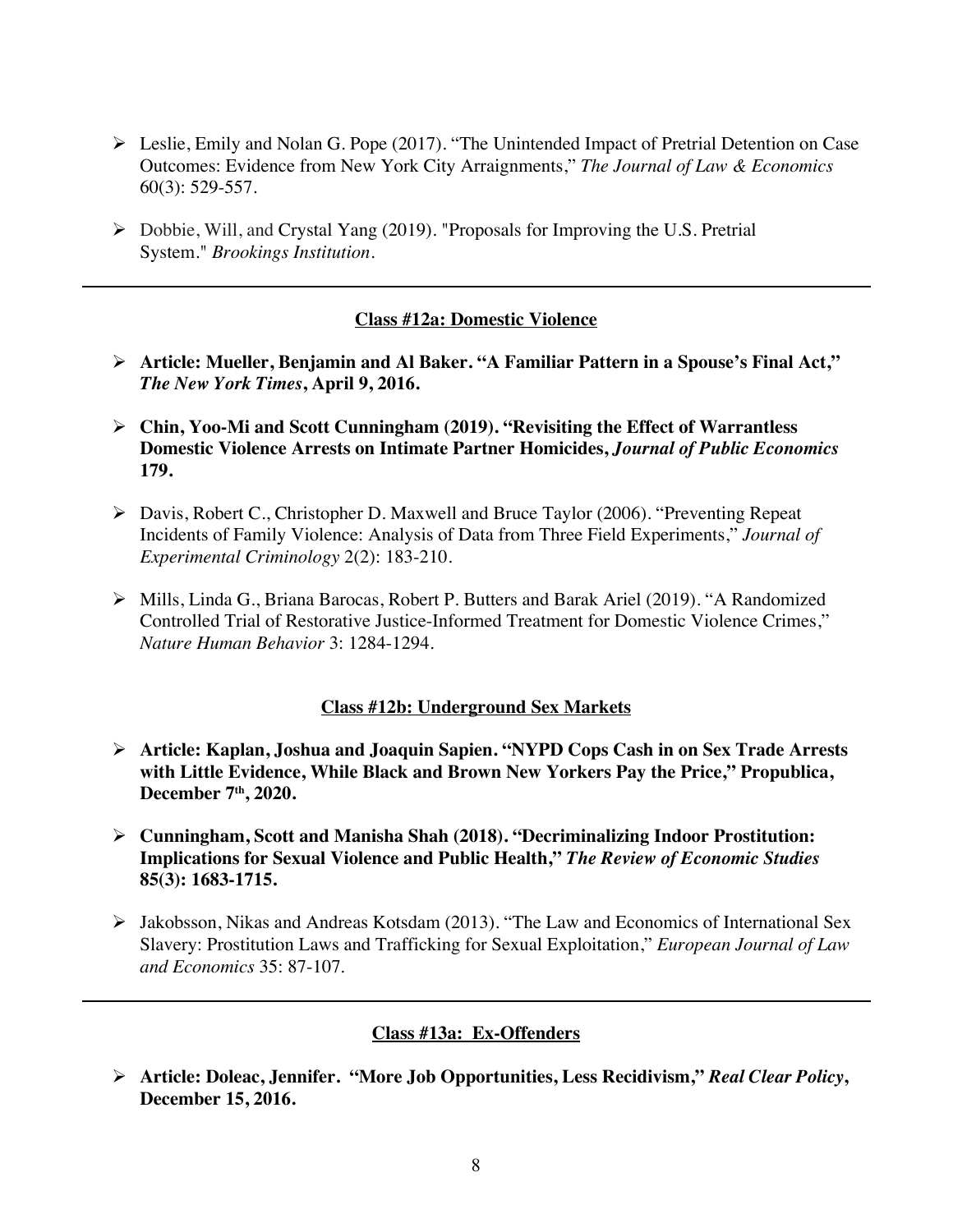- Leslie, Emily and Nolan G. Pope (2017). "The Unintended Impact of Pretrial Detention on Case Outcomes: Evidence from New York City Arraignments," *The Journal of Law & Economics* 60(3): 529-557.

- Dobbie, Will, and Crystal Yang (2019). "Proposals for Improving the U.S. Pretrial System." *Brookings Institution*.

---

## Class #12a: Domestic Violence

- **Article: Mueller, Benjamin and Al Baker. "A Familiar Pattern in a Spouse's Final Act,"** ***The New York Times*****, April 9, 2016.**

- **Chin, Yoo-Mi and Scott Cunningham (2019). "Revisiting the Effect of Warrantless Domestic Violence Arrests on Intimate Partner Homicides,** ***Journal of Public Economics*** **179.**

- Davis, Robert C., Christopher D. Maxwell and Bruce Taylor (2006). "Preventing Repeat Incidents of Family Violence: Analysis of Data from Three Field Experiments," *Journal of Experimental Criminology* 2(2): 183-210.

- Mills, Linda G., Briana Barocas, Robert P. Butters and Barak Ariel (2019). "A Randomized Controlled Trial of Restorative Justice-Informed Treatment for Domestic Violence Crimes," *Nature Human Behavior* 3: 1284-1294.

## Class #12b: Underground Sex Markets

- **Article: Kaplan, Joshua and Joaquin Sapien. "NYPD Cops Cash in on Sex Trade Arrests with Little Evidence, While Black and Brown New Yorkers Pay the Price," Propublica, December 7th, 2020.**

- **Cunningham, Scott and Manisha Shah (2018). "Decriminalizing Indoor Prostitution: Implications for Sexual Violence and Public Health,"** ***The Review of Economic Studies*** **85(3): 1683-1715.**

- Jakobsson, Nikas and Andreas Kotsdam (2013). "The Law and Economics of International Sex Slavery: Prostitution Laws and Trafficking for Sexual Exploitation," *European Journal of Law and Economics* 35: 87-107.

---

## Class #13a: Ex-Offenders

- **Article: Doleac, Jennifer. "More Job Opportunities, Less Recidivism,"** ***Real Clear Policy*****, December 15, 2016.**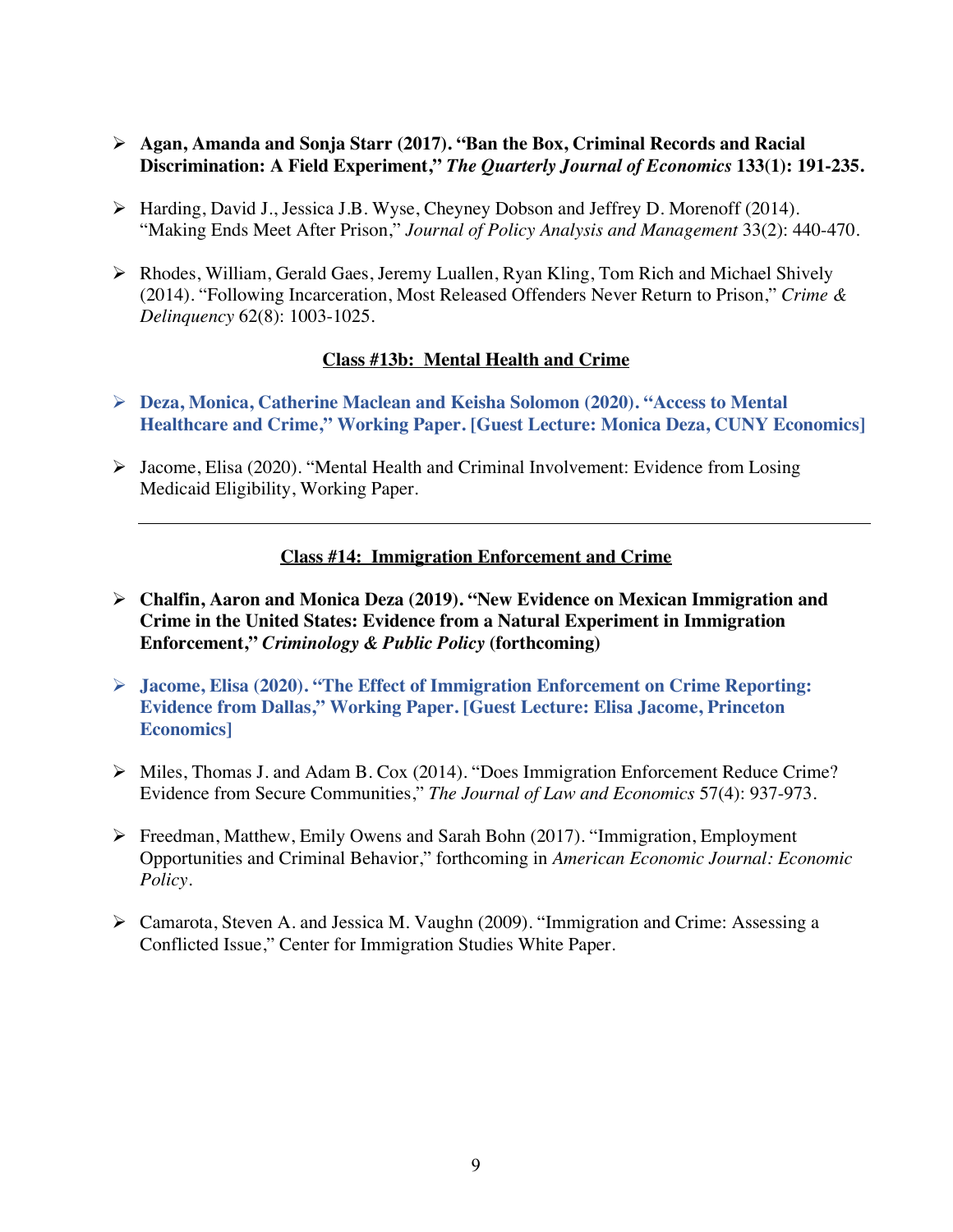- **Agan, Amanda and Sonja Starr (2017). "Ban the Box, Criminal Records and Racial Discrimination: A Field Experiment,"** ***The Quarterly Journal of Economics*** **133(1): 191-235.**

- Harding, David J., Jessica J.B. Wyse, Cheyney Dobson and Jeffrey D. Morenoff (2014). "Making Ends Meet After Prison," *Journal of Policy Analysis and Management* 33(2): 440-470.

- Rhodes, William, Gerald Gaes, Jeremy Luallen, Ryan Kling, Tom Rich and Michael Shively (2014). "Following Incarceration, Most Released Offenders Never Return to Prison," *Crime & Delinquency* 62(8): 1003-1025.

### Class #13b: Mental Health and Crime

- **Deza, Monica, Catherine Maclean and Keisha Solomon (2020). "Access to Mental Healthcare and Crime," Working Paper. [Guest Lecture: Monica Deza, CUNY Economics]**

- Jacome, Elisa (2020). "Mental Health and Criminal Involvement: Evidence from Losing Medicaid Eligibility, Working Paper.

---

### Class #14: Immigration Enforcement and Crime

- **Chalfin, Aaron and Monica Deza (2019). "New Evidence on Mexican Immigration and Crime in the United States: Evidence from a Natural Experiment in Immigration Enforcement,"** ***Criminology & Public Policy*** **(forthcoming)**

- **Jacome, Elisa (2020). "The Effect of Immigration Enforcement on Crime Reporting: Evidence from Dallas," Working Paper. [Guest Lecture: Elisa Jacome, Princeton Economics]**

- Miles, Thomas J. and Adam B. Cox (2014). "Does Immigration Enforcement Reduce Crime? Evidence from Secure Communities," *The Journal of Law and Economics* 57(4): 937-973.

- Freedman, Matthew, Emily Owens and Sarah Bohn (2017). "Immigration, Employment Opportunities and Criminal Behavior," forthcoming in *American Economic Journal: Economic Policy*.

- Camarota, Steven A. and Jessica M. Vaughn (2009). "Immigration and Crime: Assessing a Conflicted Issue," Center for Immigration Studies White Paper.